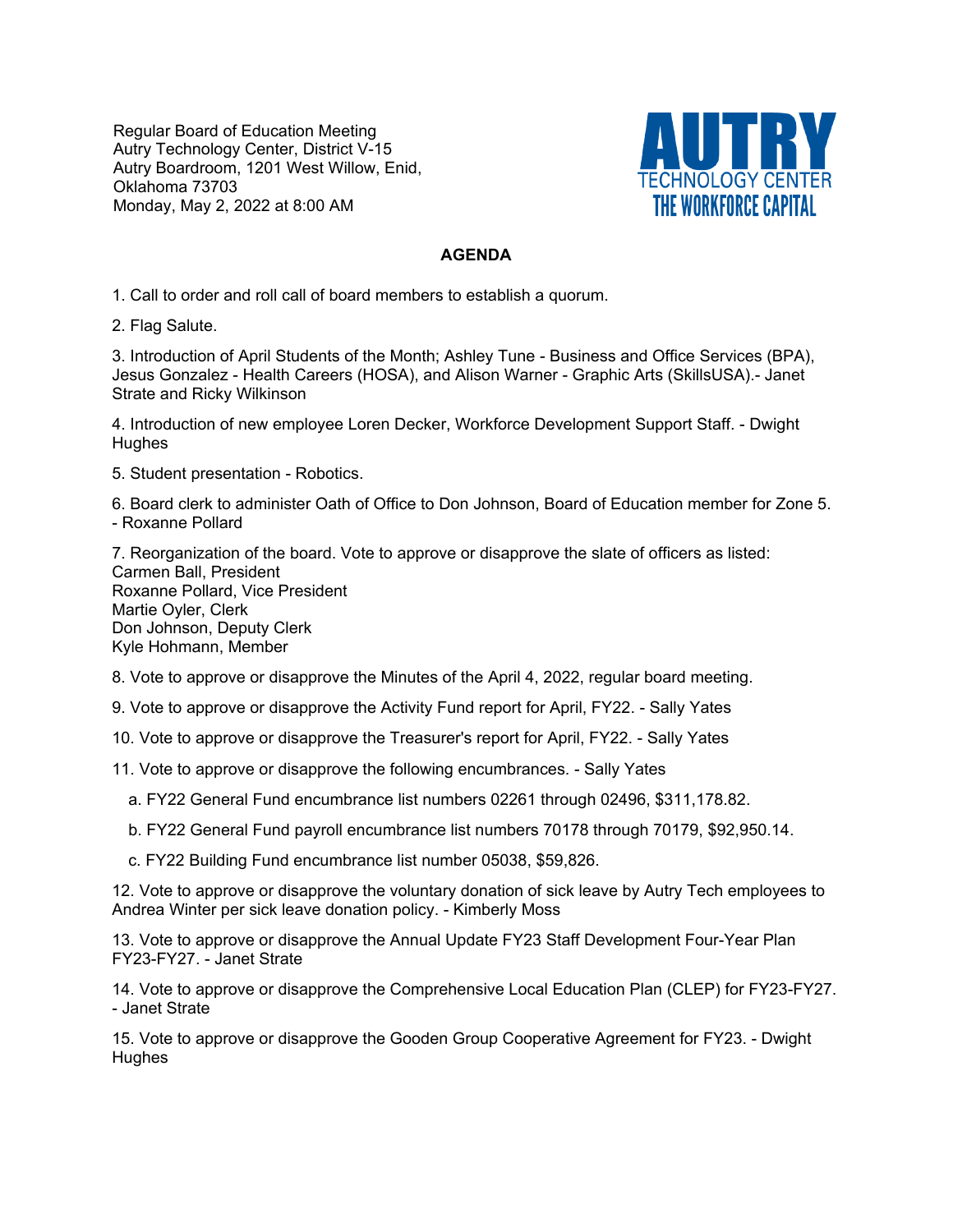Regular Board of Education Meeting
Autry Technology Center, District V-15
Autry Boardroom, 1201 West Willow, Enid, Oklahoma 73703
Monday, May 2, 2022 at 8:00 AM

AUTRY
TECHNOLOGY CENTER
THE WORKFORCE CAPITAL

## AGENDA

1. Call to order and roll call of board members to establish a quorum.

2. Flag Salute.

3. Introduction of April Students of the Month; Ashley Tune - Business and Office Services (BPA), Jesus Gonzalez - Health Careers (HOSA), and Alison Warner - Graphic Arts (SkillsUSA).- Janet Strate and Ricky Wilkinson

4. Introduction of new employee Loren Decker, Workforce Development Support Staff. - Dwight Hughes

5. Student presentation - Robotics.

6. Board clerk to administer Oath of Office to Don Johnson, Board of Education member for Zone 5. - Roxanne Pollard

7. Reorganization of the board. Vote to approve or disapprove the slate of officers as listed:
Carmen Ball, President
Roxanne Pollard, Vice President
Martie Oyler, Clerk
Don Johnson, Deputy Clerk
Kyle Hohmann, Member

8. Vote to approve or disapprove the Minutes of the April 4, 2022, regular board meeting.

9. Vote to approve or disapprove the Activity Fund report for April, FY22. - Sally Yates

10. Vote to approve or disapprove the Treasurer's report for April, FY22. - Sally Yates

11. Vote to approve or disapprove the following encumbrances. - Sally Yates

   a. FY22 General Fund encumbrance list numbers 02261 through 02496, $311,178.82.

   b. FY22 General Fund payroll encumbrance list numbers 70178 through 70179, $92,950.14.

   c. FY22 Building Fund encumbrance list number 05038, $59,826.

12. Vote to approve or disapprove the voluntary donation of sick leave by Autry Tech employees to Andrea Winter per sick leave donation policy. - Kimberly Moss

13. Vote to approve or disapprove the Annual Update FY23 Staff Development Four-Year Plan FY23-FY27. - Janet Strate

14. Vote to approve or disapprove the Comprehensive Local Education Plan (CLEP) for FY23-FY27. - Janet Strate

15. Vote to approve or disapprove the Gooden Group Cooperative Agreement for FY23. - Dwight Hughes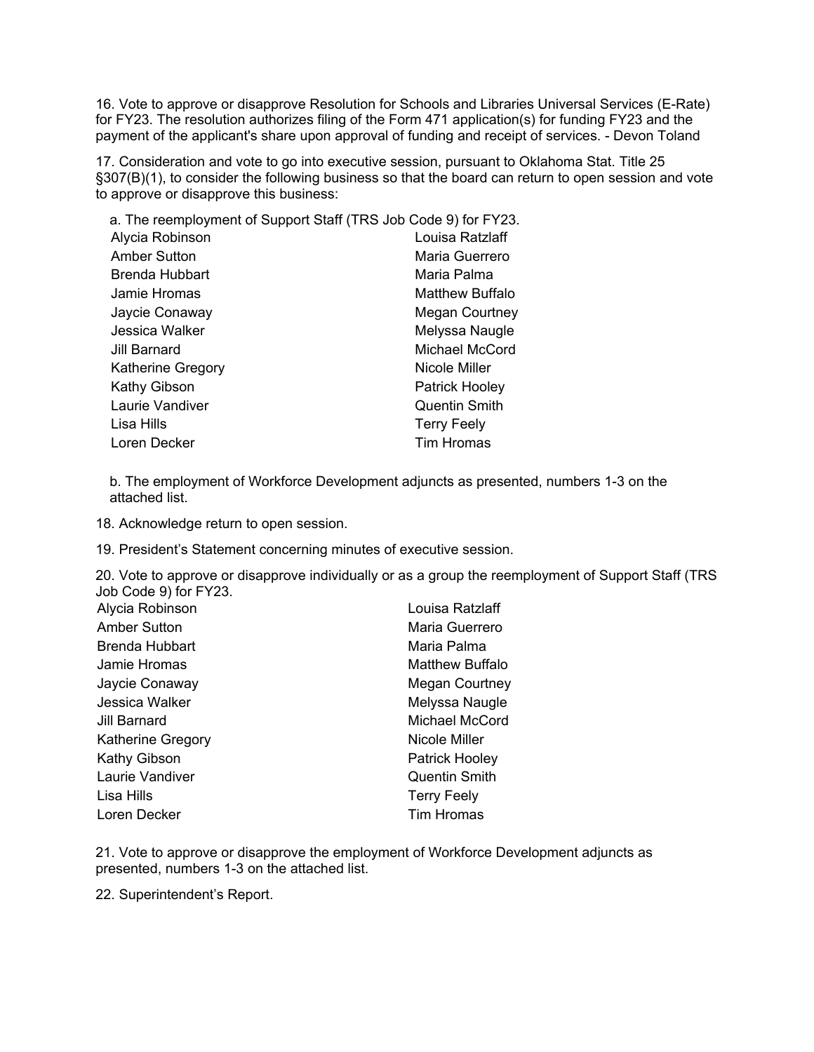16. Vote to approve or disapprove Resolution for Schools and Libraries Universal Services (E-Rate) for FY23. The resolution authorizes filing of the Form 471 application(s) for funding FY23 and the payment of the applicant's share upon approval of funding and receipt of services. - Devon Toland

17. Consideration and vote to go into executive session, pursuant to Oklahoma Stat. Title 25 §307(B)(1), to consider the following business so that the board can return to open session and vote to approve or disapprove this business:

a. The reemployment of Support Staff (TRS Job Code 9) for FY23.

| | |
|---|---|
| Alycia Robinson | Louisa Ratzlaff |
| Amber Sutton | Maria Guerrero |
| Brenda Hubbart | Maria Palma |
| Jamie Hromas | Matthew Buffalo |
| Jaycie Conaway | Megan Courtney |
| Jessica Walker | Melyssa Naugle |
| Jill Barnard | Michael McCord |
| Katherine Gregory | Nicole Miller |
| Kathy Gibson | Patrick Hooley |
| Laurie Vandiver | Quentin Smith |
| Lisa Hills | Terry Feely |
| Loren Decker | Tim Hromas |

b. The employment of Workforce Development adjuncts as presented, numbers 1-3 on the attached list.

18. Acknowledge return to open session.

19. President's Statement concerning minutes of executive session.

20. Vote to approve or disapprove individually or as a group the reemployment of Support Staff (TRS Job Code 9) for FY23.

| | |
|---|---|
| Alycia Robinson | Louisa Ratzlaff |
| Amber Sutton | Maria Guerrero |
| Brenda Hubbart | Maria Palma |
| Jamie Hromas | Matthew Buffalo |
| Jaycie Conaway | Megan Courtney |
| Jessica Walker | Melyssa Naugle |
| Jill Barnard | Michael McCord |
| Katherine Gregory | Nicole Miller |
| Kathy Gibson | Patrick Hooley |
| Laurie Vandiver | Quentin Smith |
| Lisa Hills | Terry Feely |
| Loren Decker | Tim Hromas |

21. Vote to approve or disapprove the employment of Workforce Development adjuncts as presented, numbers 1-3 on the attached list.

22. Superintendent's Report.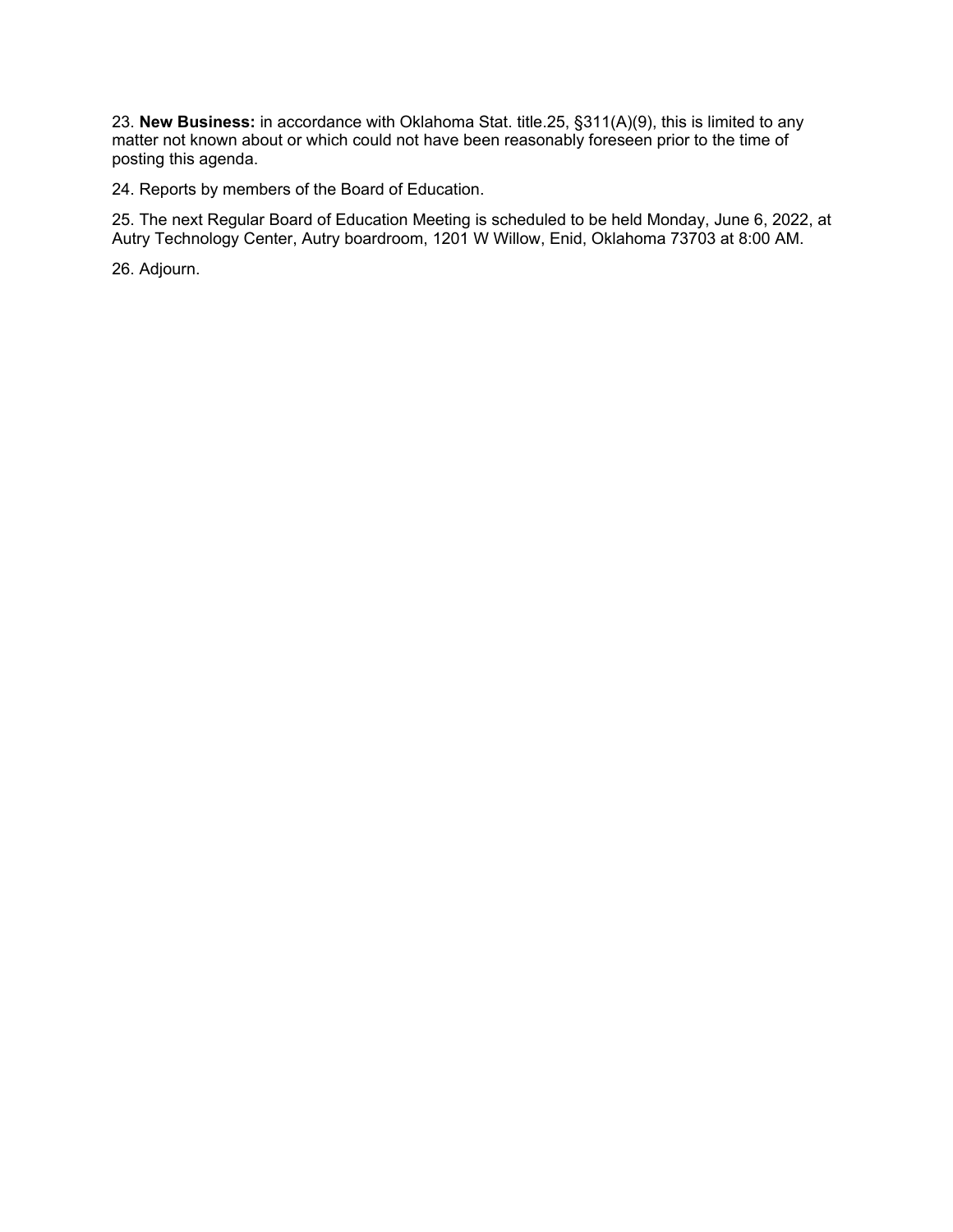23. **New Business:** in accordance with Oklahoma Stat. title.25, §311(A)(9), this is limited to any matter not known about or which could not have been reasonably foreseen prior to the time of posting this agenda.

24. Reports by members of the Board of Education.

25. The next Regular Board of Education Meeting is scheduled to be held Monday, June 6, 2022, at Autry Technology Center, Autry boardroom, 1201 W Willow, Enid, Oklahoma 73703 at 8:00 AM.

26. Adjourn.